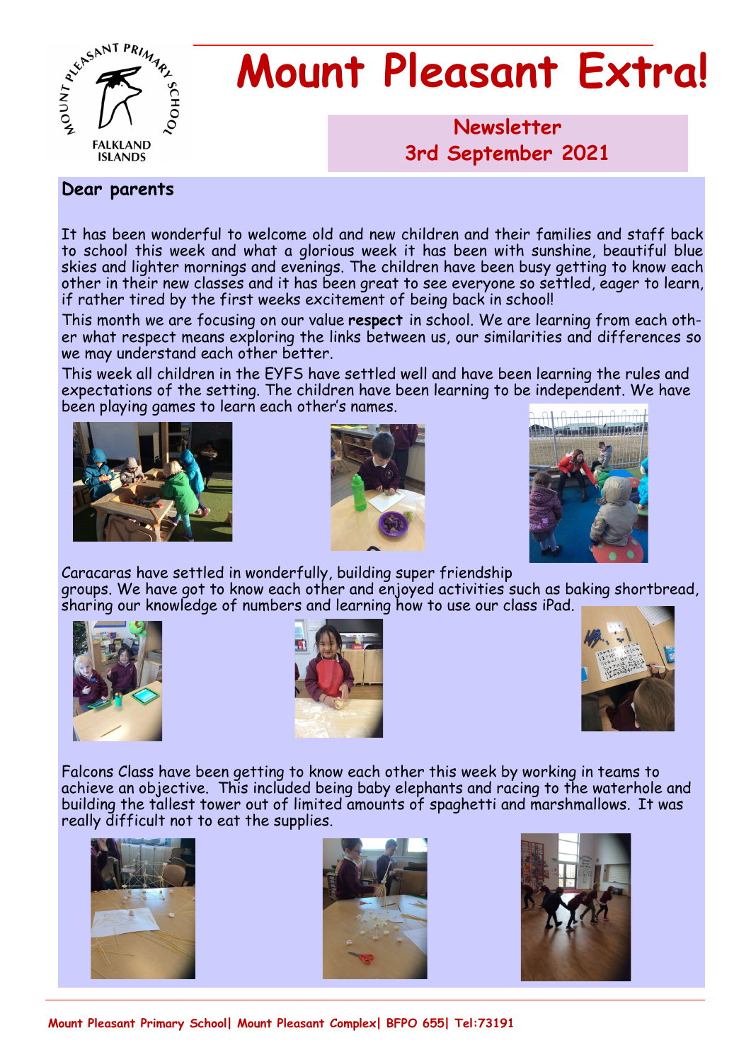# Mount Pleasant Extra!

**Newsletter**
**3rd September 2021**

**Dear parents**

It has been wonderful to welcome old and new children and their families and staff back to school this week and what a glorious week it has been with sunshine, beautiful blue skies and lighter mornings and evenings. The children have been busy getting to know each other in their new classes and it has been great to see everyone so settled, eager to learn, if rather tired by the first weeks excitement of being back in school!

This month we are focusing on our value **respect** in school. We are learning from each other what respect means exploring the links between us, our similarities and differences so we may understand each other better.

This week all children in the EYFS have settled well and have been learning the rules and expectations of the setting. The children have been learning to be independent. We have been playing games to learn each other's names.

Caracaras have settled in wonderfully, building super friendship groups. We have got to know each other and enjoyed activities such as baking shortbread, sharing our knowledge of numbers and learning how to use our class iPad.

Falcons Class have been getting to know each other this week by working in teams to achieve an objective. This included being baby elephants and racing to the waterhole and building the tallest tower out of limited amounts of spaghetti and marshmallows. It was really difficult not to eat the supplies.

Mount Pleasant Primary School| Mount Pleasant Complex| BFPO 655| Tel:73191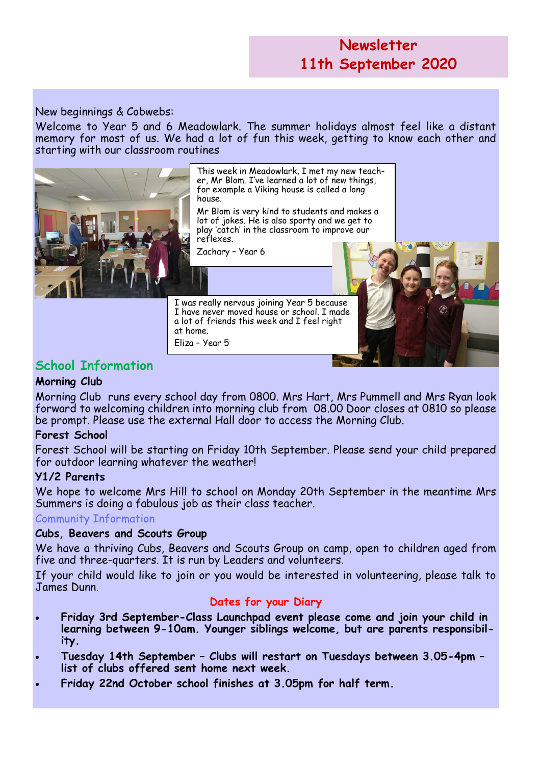# Newsletter
# 11th September 2020

New beginnings & Cobwebs:

Welcome to Year 5 and 6 Meadowlark. The summer holidays almost feel like a distant memory for most of us. We had a lot of fun this week, getting to know each other and starting with our classroom routines

This week in Meadowlark, I met my new teacher, Mr Blom. I've learned a lot of new things, for example a Viking house is called a long house.

Mr Blom is very kind to students and makes a lot of jokes. He is also sporty and we get to play 'catch' in the classroom to improve our reflexes.

Zachary – Year 6

I was really nervous joining Year 5 because I have never moved house or school. I made a lot of friends this week and I feel right at home.

Eliza – Year 5

## School Information

### Morning Club

Morning Club runs every school day from 0800. Mrs Hart, Mrs Pummell and Mrs Ryan look forward to welcoming children into morning club from 08.00 Door closes at 0810 so please be prompt. Please use the external Hall door to access the Morning Club.

### Forest School

Forest School will be starting on Friday 10th September. Please send your child prepared for outdoor learning whatever the weather!

### Y1/2 Parents

We hope to welcome Mrs Hill to school on Monday 20th September in the meantime Mrs Summers is doing a fabulous job as their class teacher.

## Community Information

### Cubs, Beavers and Scouts Group

We have a thriving Cubs, Beavers and Scouts Group on camp, open to children aged from five and three-quarters. It is run by Leaders and volunteers.

If your child would like to join or you would be interested in volunteering, please talk to James Dunn.

## Dates for your Diary

- **Friday 3rd September-Class Launchpad event please come and join your child in learning between 9-10am. Younger siblings welcome, but are parents responsibility.**
- **Tuesday 14th September – Clubs will restart on Tuesdays between 3.05-4pm – list of clubs offered sent home next week.**
- **Friday 22nd October school finishes at 3.05pm for half term.**